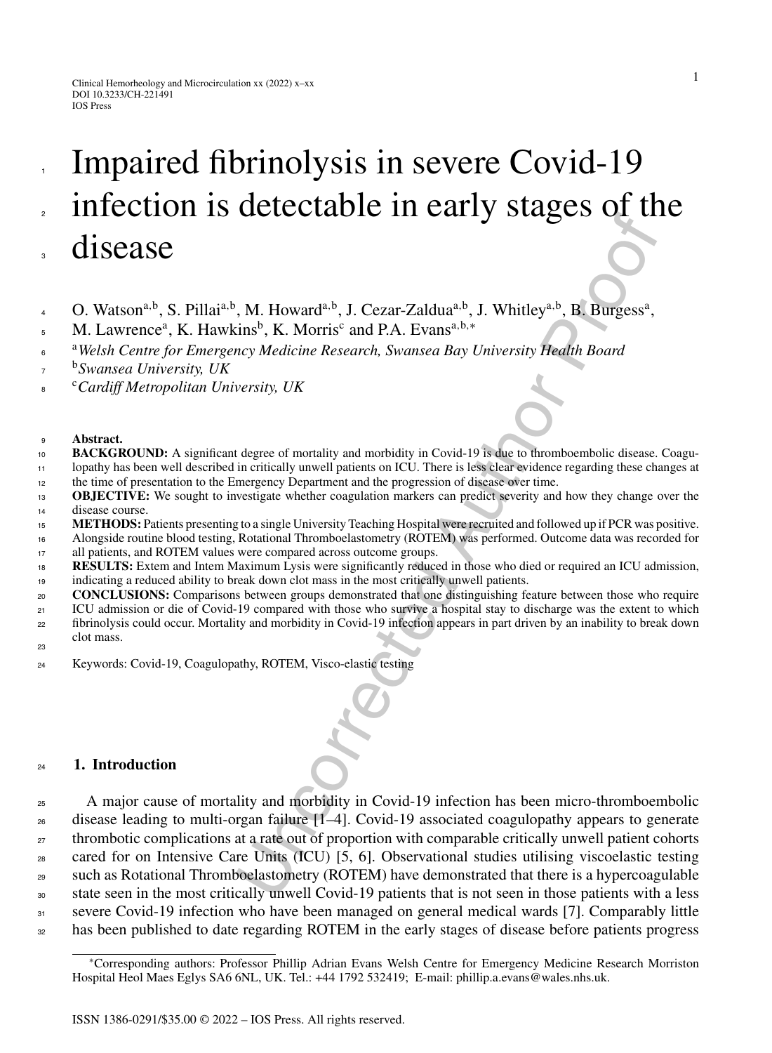# Impaired fibrinolysis in severe Covid-19 infection is detectable in early stages of the disease

O. Watson[a,b], S. Pillai[a,b], M. Howard[a,b], J. Cezar-Zaldua[a,b], J. Whitley[a,b], B. Burgess[a], M. Lawrence[a], K. Hawkins[b], K. Morris[c] and P.A. Evans[a,b,*]

[a] *Welsh Centre for Emergency Medicine Research, Swansea Bay University Health Board*

[b] *Swansea University, UK*

[c] *Cardiff Metropolitan University, UK*

**Abstract.**

**BACKGROUND:** A significant degree of mortality and morbidity in Covid-19 is due to thromboembolic disease. Coagulopathy has been well described in critically unwell patients on ICU. There is less clear evidence regarding these changes at the time of presentation to the Emergency Department and the progression of disease over time.

**OBJECTIVE:** We sought to investigate whether coagulation markers can predict severity and how they change over the disease course.

**METHODS:** Patients presenting to a single University Teaching Hospital were recruited and followed up if PCR was positive. Alongside routine blood testing, Rotational Thromboelastometry (ROTEM) was performed. Outcome data was recorded for all patients, and ROTEM values were compared across outcome groups.

**RESULTS:** Extem and Intem Maximum Lysis were significantly reduced in those who died or required an ICU admission, indicating a reduced ability to break down clot mass in the most critically unwell patients.

**CONCLUSIONS:** Comparisons between groups demonstrated that one distinguishing feature between those who require ICU admission or die of Covid-19 compared with those who survive a hospital stay to discharge was the extent to which fibrinolysis could occur. Mortality and morbidity in Covid-19 infection appears in part driven by an inability to break down clot mass.

Keywords: Covid-19, Coagulopathy, ROTEM, Visco-elastic testing

## 1. Introduction

A major cause of mortality and morbidity in Covid-19 infection has been micro-thromboembolic disease leading to multi-organ failure [1–4]. Covid-19 associated coagulopathy appears to generate thrombotic complications at a rate out of proportion with comparable critically unwell patient cohorts cared for on Intensive Care Units (ICU) [5, 6]. Observational studies utilising viscoelastic testing such as Rotational Thromboelastometry (ROTEM) have demonstrated that there is a hypercoagulable state seen in the most critically unwell Covid-19 patients that is not seen in those patients with a less severe Covid-19 infection who have been managed on general medical wards [7]. Comparably little has been published to date regarding ROTEM in the early stages of disease before patients progress

*Corresponding authors: Professor Phillip Adrian Evans Welsh Centre for Emergency Medicine Research Morriston Hospital Heol Maes Eglys SA6 6NL, UK. Tel.: +44 1792 532419; E-mail: phillip.a.evans@wales.nhs.uk.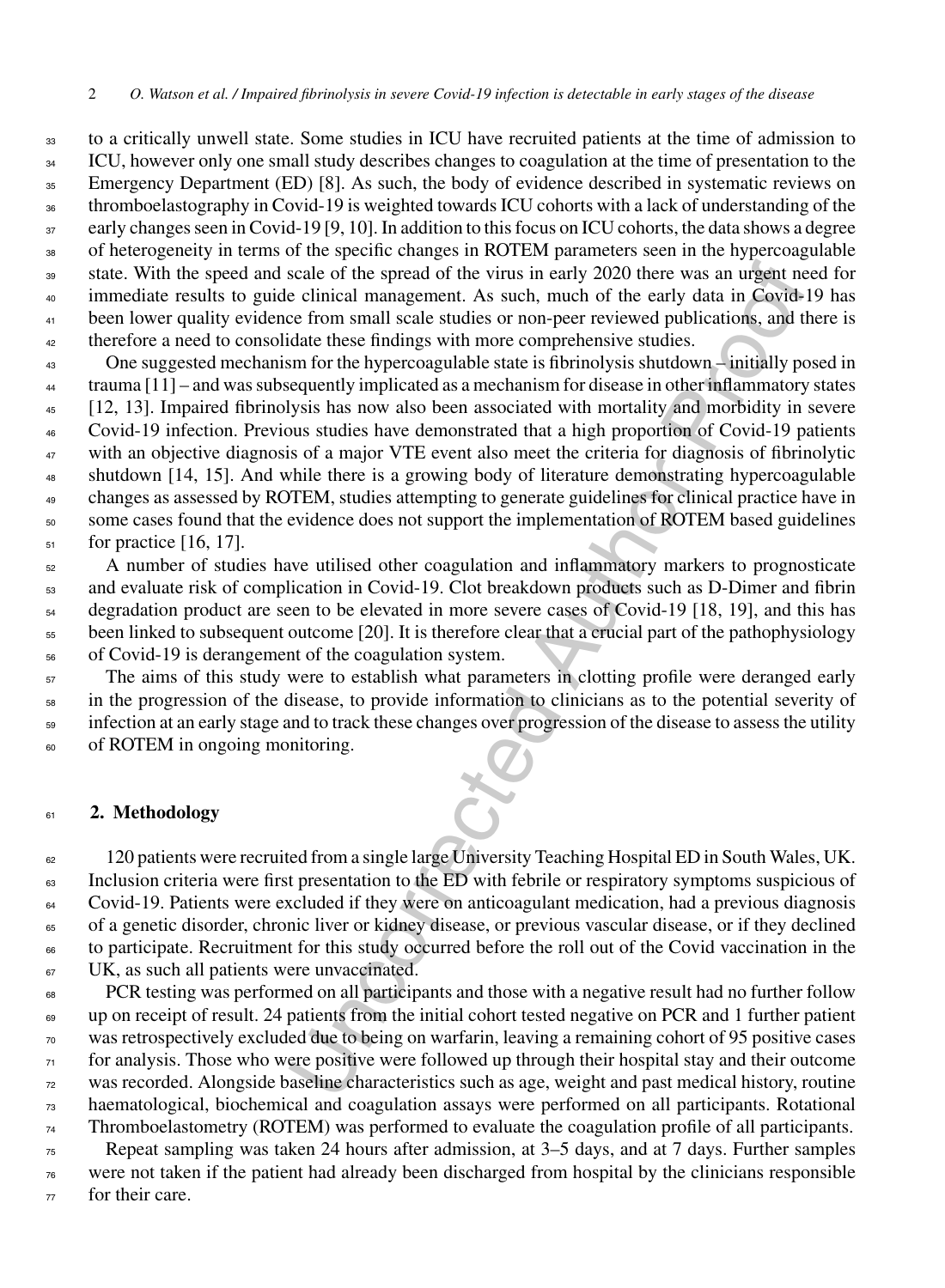to a critically unwell state. Some studies in ICU have recruited patients at the time of admission to ICU, however only one small study describes changes to coagulation at the time of presentation to the Emergency Department (ED) [8]. As such, the body of evidence described in systematic reviews on thromboelastography in Covid-19 is weighted towards ICU cohorts with a lack of understanding of the early changes seen in Covid-19 [9, 10]. In addition to this focus on ICU cohorts, the data shows a degree of heterogeneity in terms of the specific changes in ROTEM parameters seen in the hypercoagulable state. With the speed and scale of the spread of the virus in early 2020 there was an urgent need for immediate results to guide clinical management. As such, much of the early data in Covid-19 has been lower quality evidence from small scale studies or non-peer reviewed publications, and there is therefore a need to consolidate these findings with more comprehensive studies.

One suggested mechanism for the hypercoagulable state is fibrinolysis shutdown – initially posed in trauma [11] – and was subsequently implicated as a mechanism for disease in other inflammatory states [12, 13]. Impaired fibrinolysis has now also been associated with mortality and morbidity in severe Covid-19 infection. Previous studies have demonstrated that a high proportion of Covid-19 patients with an objective diagnosis of a major VTE event also meet the criteria for diagnosis of fibrinolytic shutdown [14, 15]. And while there is a growing body of literature demonstrating hypercoagulable changes as assessed by ROTEM, studies attempting to generate guidelines for clinical practice have in some cases found that the evidence does not support the implementation of ROTEM based guidelines for practice [16, 17].

A number of studies have utilised other coagulation and inflammatory markers to prognosticate and evaluate risk of complication in Covid-19. Clot breakdown products such as D-Dimer and fibrin degradation product are seen to be elevated in more severe cases of Covid-19 [18, 19], and this has been linked to subsequent outcome [20]. It is therefore clear that a crucial part of the pathophysiology of Covid-19 is derangement of the coagulation system.

The aims of this study were to establish what parameters in clotting profile were deranged early in the progression of the disease, to provide information to clinicians as to the potential severity of infection at an early stage and to track these changes over progression of the disease to assess the utility of ROTEM in ongoing monitoring.

## 2. Methodology

120 patients were recruited from a single large University Teaching Hospital ED in South Wales, UK. Inclusion criteria were first presentation to the ED with febrile or respiratory symptoms suspicious of Covid-19. Patients were excluded if they were on anticoagulant medication, had a previous diagnosis of a genetic disorder, chronic liver or kidney disease, or previous vascular disease, or if they declined to participate. Recruitment for this study occurred before the roll out of the Covid vaccination in the UK, as such all patients were unvaccinated.

PCR testing was performed on all participants and those with a negative result had no further follow up on receipt of result. 24 patients from the initial cohort tested negative on PCR and 1 further patient was retrospectively excluded due to being on warfarin, leaving a remaining cohort of 95 positive cases for analysis. Those who were positive were followed up through their hospital stay and their outcome was recorded. Alongside baseline characteristics such as age, weight and past medical history, routine haematological, biochemical and coagulation assays were performed on all participants. Rotational Thromboelastometry (ROTEM) was performed to evaluate the coagulation profile of all participants.

Repeat sampling was taken 24 hours after admission, at 3–5 days, and at 7 days. Further samples were not taken if the patient had already been discharged from hospital by the clinicians responsible for their care.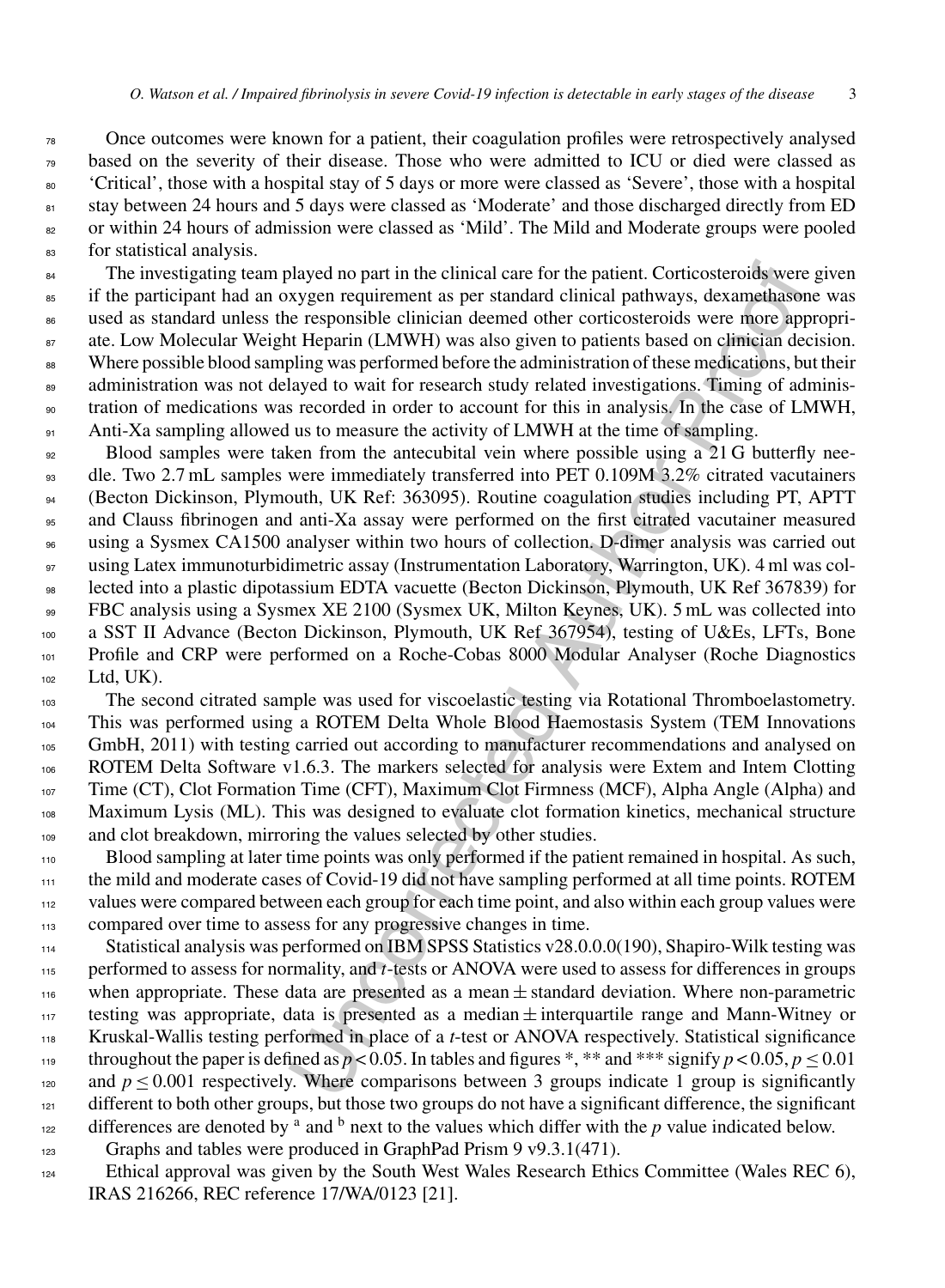Once outcomes were known for a patient, their coagulation profiles were retrospectively analysed based on the severity of their disease. Those who were admitted to ICU or died were classed as 'Critical', those with a hospital stay of 5 days or more were classed as 'Severe', those with a hospital stay between 24 hours and 5 days were classed as 'Moderate' and those discharged directly from ED or within 24 hours of admission were classed as 'Mild'. The Mild and Moderate groups were pooled for statistical analysis.

The investigating team played no part in the clinical care for the patient. Corticosteroids were given if the participant had an oxygen requirement as per standard clinical pathways, dexamethasone was used as standard unless the responsible clinician deemed other corticosteroids were more appropriate. Low Molecular Weight Heparin (LMWH) was also given to patients based on clinician decision. Where possible blood sampling was performed before the administration of these medications, but their administration was not delayed to wait for research study related investigations. Timing of administration of medications was recorded in order to account for this in analysis. In the case of LMWH, Anti-Xa sampling allowed us to measure the activity of LMWH at the time of sampling.

Blood samples were taken from the antecubital vein where possible using a 21 G butterfly needle. Two 2.7 mL samples were immediately transferred into PET 0.109M 3.2% citrated vacutainers (Becton Dickinson, Plymouth, UK Ref: 363095). Routine coagulation studies including PT, APTT and Clauss fibrinogen and anti-Xa assay were performed on the first citrated vacutainer measured using a Sysmex CA1500 analyser within two hours of collection. D-dimer analysis was carried out using Latex immunoturbidimetric assay (Instrumentation Laboratory, Warrington, UK). 4 ml was collected into a plastic dipotassium EDTA vacuette (Becton Dickinson, Plymouth, UK Ref 367839) for FBC analysis using a Sysmex XE 2100 (Sysmex UK, Milton Keynes, UK). 5 mL was collected into a SST II Advance (Becton Dickinson, Plymouth, UK Ref 367954), testing of U&Es, LFTs, Bone Profile and CRP were performed on a Roche-Cobas 8000 Modular Analyser (Roche Diagnostics Ltd, UK).

The second citrated sample was used for viscoelastic testing via Rotational Thromboelastometry. This was performed using a ROTEM Delta Whole Blood Haemostasis System (TEM Innovations GmbH, 2011) with testing carried out according to manufacturer recommendations and analysed on ROTEM Delta Software v1.6.3. The markers selected for analysis were Extem and Intem Clotting Time (CT), Clot Formation Time (CFT), Maximum Clot Firmness (MCF), Alpha Angle (Alpha) and Maximum Lysis (ML). This was designed to evaluate clot formation kinetics, mechanical structure and clot breakdown, mirroring the values selected by other studies.

Blood sampling at later time points was only performed if the patient remained in hospital. As such, the mild and moderate cases of Covid-19 did not have sampling performed at all time points. ROTEM values were compared between each group for each time point, and also within each group values were compared over time to assess for any progressive changes in time.

Statistical analysis was performed on IBM SPSS Statistics v28.0.0.0(190), Shapiro-Wilk testing was performed to assess for normality, and *t*-tests or ANOVA were used to assess for differences in groups when appropriate. These data are presented as a mean $\pm$ standard deviation. Where non-parametric testing was appropriate, data is presented as a median $\pm$ interquartile range and Mann-Witney or Kruskal-Wallis testing performed in place of a *t*-test or ANOVA respectively. Statistical significance throughout the paper is defined as $p < 0.05$. In tables and figures *, ** and *** signify $p < 0.05$, $p \leq 0.01$ and $p \leq 0.001$ respectively. Where comparisons between 3 groups indicate 1 group is significantly different to both other groups, but those two groups do not have a significant difference, the significant differences are denoted by [a] and [b] next to the values which differ with the *p* value indicated below.

Graphs and tables were produced in GraphPad Prism 9 v9.3.1(471).

Ethical approval was given by the South West Wales Research Ethics Committee (Wales REC 6), IRAS 216266, REC reference 17/WA/0123 [21].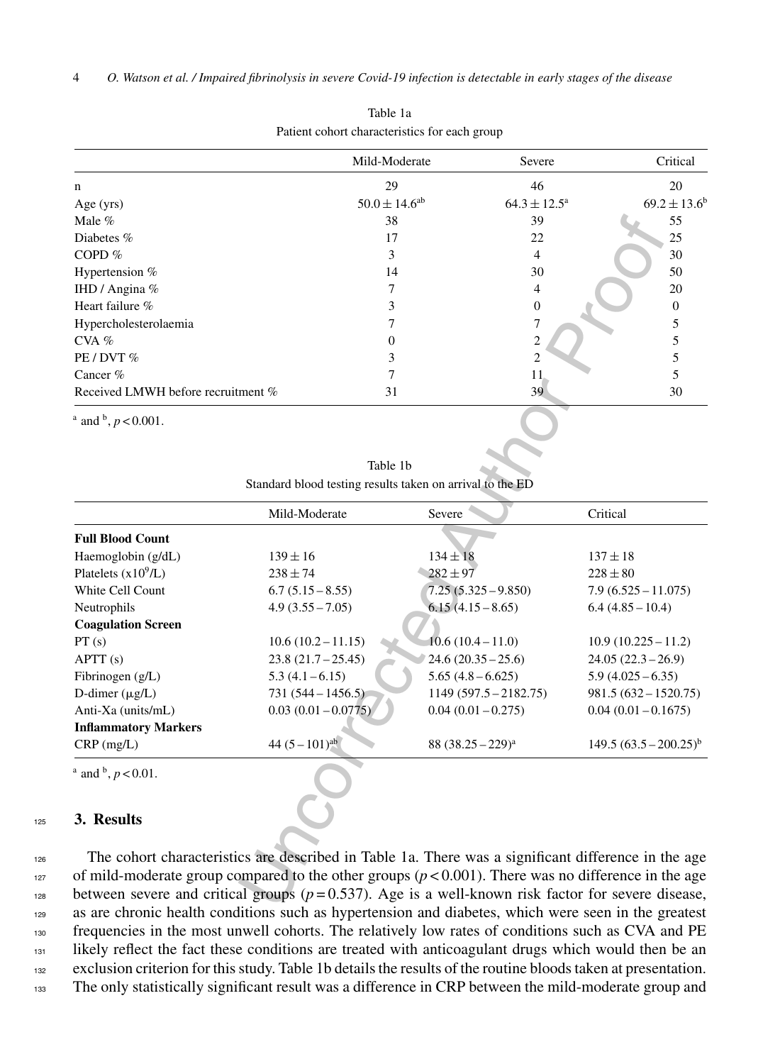Table 1a

Patient cohort characteristics for each group

| | Mild-Moderate | Severe | Critical |
|---|---|---|---|
| n | 29 | 46 | 20 |
| Age (yrs) | $50.0 \pm 14.6^{ab}$ | $64.3 \pm 12.5^{a}$ | $69.2 \pm 13.6^{b}$ |
| Male % | 38 | 39 | 55 |
| Diabetes % | 17 | 22 | 25 |
| COPD % | 3 | 4 | 30 |
| Hypertension % | 14 | 30 | 50 |
| IHD / Angina % | 7 | 4 | 20 |
| Heart failure % | 3 | 0 | 0 |
| Hypercholesterolaemia | 7 | 7 | 5 |
| CVA % | 0 | 2 | 5 |
| PE / DVT % | 3 | 2 | 5 |
| Cancer % | 7 | 11 | 5 |
| Received LMWH before recruitment % | 31 | 39 | 30 |

$^{a}$ and $^{b}$, $p < 0.001$.

Table 1b

Standard blood testing results taken on arrival to the ED

| | Mild-Moderate | Severe | Critical |
|---|---|---|---|
| **Full Blood Count** | | | |
| Haemoglobin (g/dL) | $139 \pm 16$ | $134 \pm 18$ | $137 \pm 18$ |
| Platelets ($x10^9$/L) | $238 \pm 74$ | $282 \pm 97$ | $228 \pm 80$ |
| White Cell Count | 6.7 (5.15 – 8.55) | 7.25 (5.325 – 9.850) | 7.9 (6.525 – 11.075) |
| Neutrophils | 4.9 (3.55 – 7.05) | 6.15 (4.15 – 8.65) | 6.4 (4.85 – 10.4) |
| **Coagulation Screen** | | | |
| PT (s) | 10.6 (10.2 – 11.15) | 10.6 (10.4 – 11.0) | 10.9 (10.225 – 11.2) |
| APTT (s) | 23.8 (21.7 – 25.45) | 24.6 (20.35 – 25.6) | 24.05 (22.3 – 26.9) |
| Fibrinogen (g/L) | 5.3 (4.1 – 6.15) | 5.65 (4.8 – 6.625) | 5.9 (4.025 – 6.35) |
| D-dimer (μg/L) | 731 (544 – 1456.5) | 1149 (597.5 – 2182.75) | 981.5 (632 – 1520.75) |
| Anti-Xa (units/mL) | 0.03 (0.01 – 0.0775) | 0.04 (0.01 – 0.275) | 0.04 (0.01 – 0.1675) |
| **Inflammatory Markers** | | | |
| CRP (mg/L) | $44 (5 – 101)^{ab}$ | $88 (38.25 – 229)^{a}$ | $149.5 (63.5 – 200.25)^{b}$ |

$^{a}$ and $^{b}$, $p < 0.01$.

## 3. Results

The cohort characteristics are described in Table 1a. There was a significant difference in the age of mild-moderate group compared to the other groups ($p < 0.001$). There was no difference in the age between severe and critical groups ($p = 0.537$). Age is a well-known risk factor for severe disease, as are chronic health conditions such as hypertension and diabetes, which were seen in the greatest frequencies in the most unwell cohorts. The relatively low rates of conditions such as CVA and PE likely reflect the fact these conditions are treated with anticoagulant drugs which would then be an exclusion criterion for this study. Table 1b details the results of the routine bloods taken at presentation. The only statistically significant result was a difference in CRP between the mild-moderate group and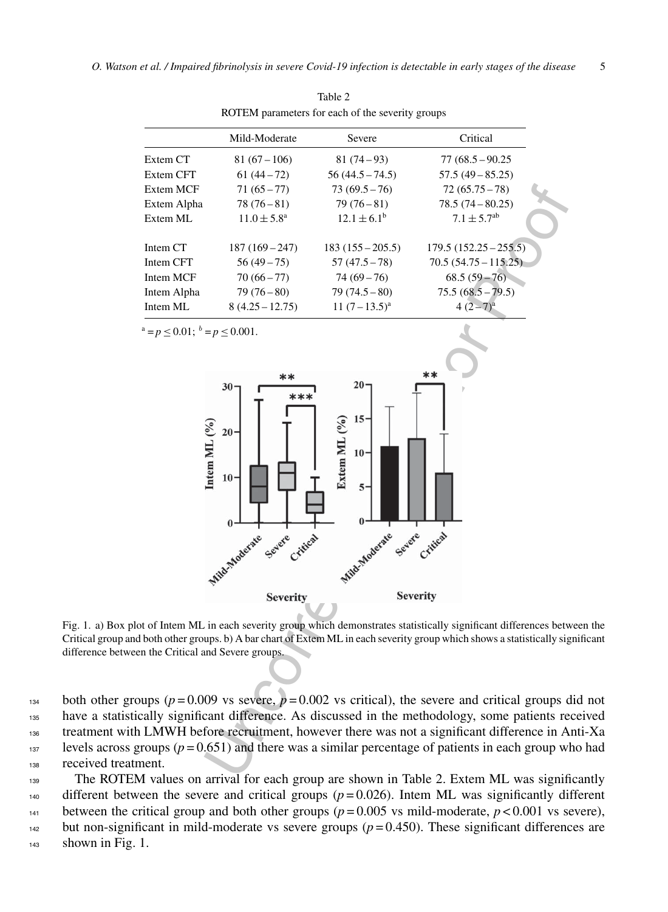Table 2
ROTEM parameters for each of the severity groups

| | Mild-Moderate | Severe | Critical |
|---|---|---|---|
| Extem CT | 81 (67 – 106) | 81 (74 – 93) | 77 (68.5 – 90.25 |
| Extem CFT | 61 (44 – 72) | 56 (44.5 – 74.5) | 57.5 (49 – 85.25) |
| Extem MCF | 71 (65 – 77) | 73 (69.5 – 76) | 72 (65.75 – 78) |
| Extem Alpha | 78 (76 – 81) | 79 (76 – 81) | 78.5 (74 – 80.25) |
| Extem ML | $11.0 \pm 5.8^{a}$ | $12.1 \pm 6.1^{b}$ | $7.1 \pm 5.7^{ab}$ |
| Intem CT | 187 (169 – 247) | 183 (155 – 205.5) | 179.5 (152.25 – 255.5) |
| Intem CFT | 56 (49 – 75) | 57 (47.5 – 78) | 70.5 (54.75 – 115.25) |
| Intem MCF | 70 (66 – 77) | 74 (69 – 76) | 68.5 (59 – 76) |
| Intem Alpha | 79 (76 – 80) | 79 (74.5 – 80) | 75.5 (68.5 – 79.5) |
| Intem ML | 8 (4.25 – 12.75) | 11 (7 – 13.5)[a] | 4 (2 – 7)[a] |

$^{a} = p \leq 0.01$; $^{b} = p \leq 0.001$.

Fig. 1. a) Box plot of Intem ML in each severity group which demonstrates statistically significant differences between the Critical group and both other groups. b) A bar chart of Extem ML in each severity group which shows a statistically significant difference between the Critical and Severe groups.

both other groups ($p = 0.009$ vs severe, $p = 0.002$ vs critical), the severe and critical groups did not have a statistically significant difference. As discussed in the methodology, some patients received treatment with LMWH before recruitment, however there was not a significant difference in Anti-Xa levels across groups ($p = 0.651$) and there was a similar percentage of patients in each group who had received treatment.

The ROTEM values on arrival for each group are shown in Table 2. Extem ML was significantly different between the severe and critical groups ($p = 0.026$). Intem ML was significantly different between the critical group and both other groups ($p = 0.005$ vs mild-moderate, $p < 0.001$ vs severe), but non-significant in mild-moderate vs severe groups ($p = 0.450$). These significant differences are shown in Fig. 1.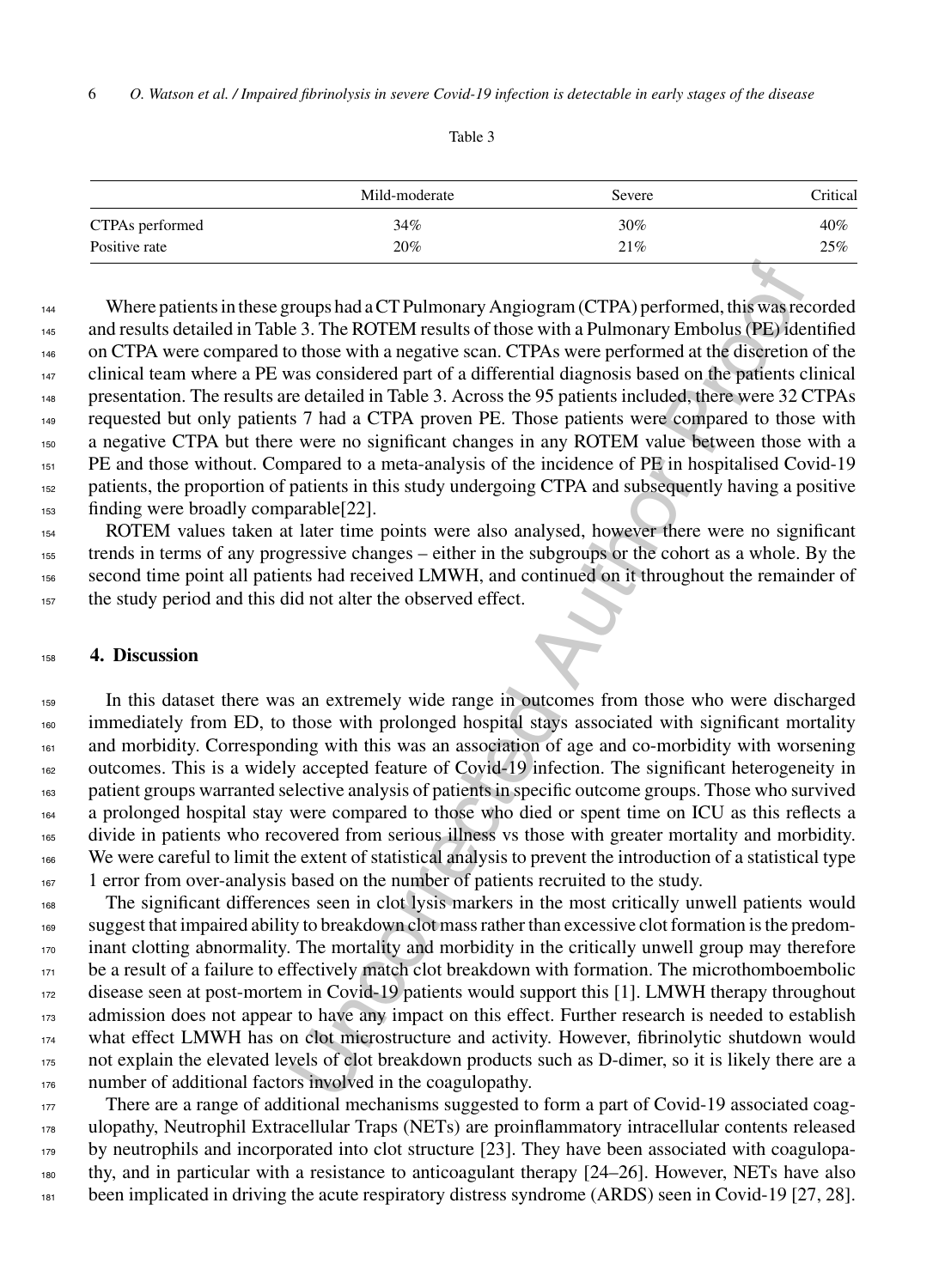Table 3

| | Mild-moderate | Severe | Critical |
|---|---|---|---|
| CTPAs performed | 34% | 30% | 40% |
| Positive rate | 20% | 21% | 25% |

Where patients in these groups had a CT Pulmonary Angiogram (CTPA) performed, this was recorded and results detailed in Table 3. The ROTEM results of those with a Pulmonary Embolus (PE) identified on CTPA were compared to those with a negative scan. CTPAs were performed at the discretion of the clinical team where a PE was considered part of a differential diagnosis based on the patients clinical presentation. The results are detailed in Table 3. Across the 95 patients included, there were 32 CTPAs requested but only patients 7 had a CTPA proven PE. Those patients were compared to those with a negative CTPA but there were no significant changes in any ROTEM value between those with a PE and those without. Compared to a meta-analysis of the incidence of PE in hospitalised Covid-19 patients, the proportion of patients in this study undergoing CTPA and subsequently having a positive finding were broadly comparable[22].

ROTEM values taken at later time points were also analysed, however there were no significant trends in terms of any progressive changes – either in the subgroups or the cohort as a whole. By the second time point all patients had received LMWH, and continued on it throughout the remainder of the study period and this did not alter the observed effect.

## 4. Discussion

In this dataset there was an extremely wide range in outcomes from those who were discharged immediately from ED, to those with prolonged hospital stays associated with significant mortality and morbidity. Corresponding with this was an association of age and co-morbidity with worsening outcomes. This is a widely accepted feature of Covid-19 infection. The significant heterogeneity in patient groups warranted selective analysis of patients in specific outcome groups. Those who survived a prolonged hospital stay were compared to those who died or spent time on ICU as this reflects a divide in patients who recovered from serious illness vs those with greater mortality and morbidity. We were careful to limit the extent of statistical analysis to prevent the introduction of a statistical type 1 error from over-analysis based on the number of patients recruited to the study.

The significant differences seen in clot lysis markers in the most critically unwell patients would suggest that impaired ability to breakdown clot mass rather than excessive clot formation is the predominant clotting abnormality. The mortality and morbidity in the critically unwell group may therefore be a result of a failure to effectively match clot breakdown with formation. The microthomboembolic disease seen at post-mortem in Covid-19 patients would support this [1]. LMWH therapy throughout admission does not appear to have any impact on this effect. Further research is needed to establish what effect LMWH has on clot microstructure and activity. However, fibrinolytic shutdown would not explain the elevated levels of clot breakdown products such as D-dimer, so it is likely there are a number of additional factors involved in the coagulopathy.

There are a range of additional mechanisms suggested to form a part of Covid-19 associated coagulopathy, Neutrophil Extracellular Traps (NETs) are proinflammatory intracellular contents released by neutrophils and incorporated into clot structure [23]. They have been associated with coagulopathy, and in particular with a resistance to anticoagulant therapy [24–26]. However, NETs have also been implicated in driving the acute respiratory distress syndrome (ARDS) seen in Covid-19 [27, 28].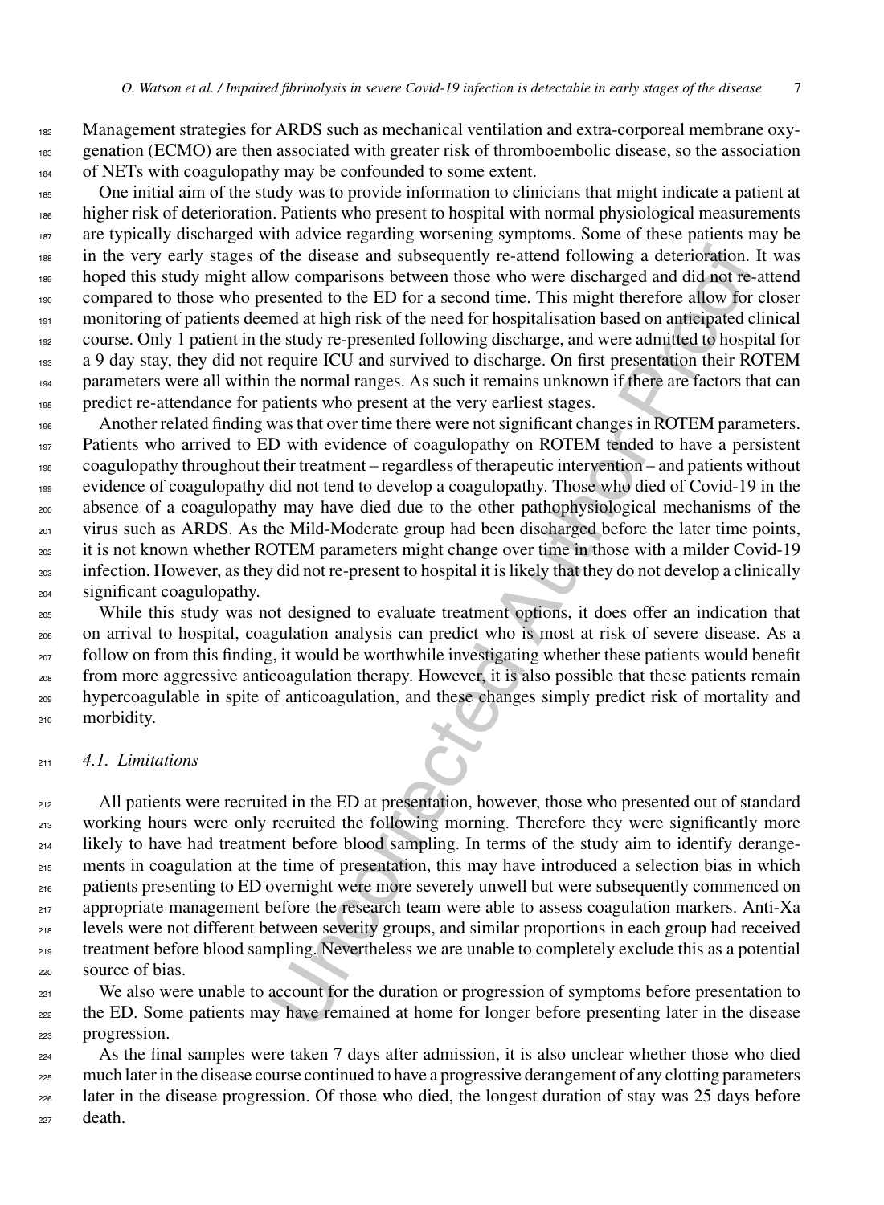Management strategies for ARDS such as mechanical ventilation and extra-corporeal membrane oxygenation (ECMO) are then associated with greater risk of thromboembolic disease, so the association of NETs with coagulopathy may be confounded to some extent.

One initial aim of the study was to provide information to clinicians that might indicate a patient at higher risk of deterioration. Patients who present to hospital with normal physiological measurements are typically discharged with advice regarding worsening symptoms. Some of these patients may be in the very early stages of the disease and subsequently re-attend following a deterioration. It was hoped this study might allow comparisons between those who were discharged and did not re-attend compared to those who presented to the ED for a second time. This might therefore allow for closer monitoring of patients deemed at high risk of the need for hospitalisation based on anticipated clinical course. Only 1 patient in the study re-presented following discharge, and were admitted to hospital for a 9 day stay, they did not require ICU and survived to discharge. On first presentation their ROTEM parameters were all within the normal ranges. As such it remains unknown if there are factors that can predict re-attendance for patients who present at the very earliest stages.

Another related finding was that over time there were not significant changes in ROTEM parameters. Patients who arrived to ED with evidence of coagulopathy on ROTEM tended to have a persistent coagulopathy throughout their treatment – regardless of therapeutic intervention – and patients without evidence of coagulopathy did not tend to develop a coagulopathy. Those who died of Covid-19 in the absence of a coagulopathy may have died due to the other pathophysiological mechanisms of the virus such as ARDS. As the Mild-Moderate group had been discharged before the later time points, it is not known whether ROTEM parameters might change over time in those with a milder Covid-19 infection. However, as they did not re-present to hospital it is likely that they do not develop a clinically significant coagulopathy.

While this study was not designed to evaluate treatment options, it does offer an indication that on arrival to hospital, coagulation analysis can predict who is most at risk of severe disease. As a follow on from this finding, it would be worthwhile investigating whether these patients would benefit from more aggressive anticoagulation therapy. However, it is also possible that these patients remain hypercoagulable in spite of anticoagulation, and these changes simply predict risk of mortality and morbidity.

### *4.1. Limitations*

All patients were recruited in the ED at presentation, however, those who presented out of standard working hours were only recruited the following morning. Therefore they were significantly more likely to have had treatment before blood sampling. In terms of the study aim to identify derangements in coagulation at the time of presentation, this may have introduced a selection bias in which patients presenting to ED overnight were more severely unwell but were subsequently commenced on appropriate management before the research team were able to assess coagulation markers. Anti-Xa levels were not different between severity groups, and similar proportions in each group had received treatment before blood sampling. Nevertheless we are unable to completely exclude this as a potential source of bias.

We also were unable to account for the duration or progression of symptoms before presentation to the ED. Some patients may have remained at home for longer before presenting later in the disease progression.

As the final samples were taken 7 days after admission, it is also unclear whether those who died much later in the disease course continued to have a progressive derangement of any clotting parameters later in the disease progression. Of those who died, the longest duration of stay was 25 days before death.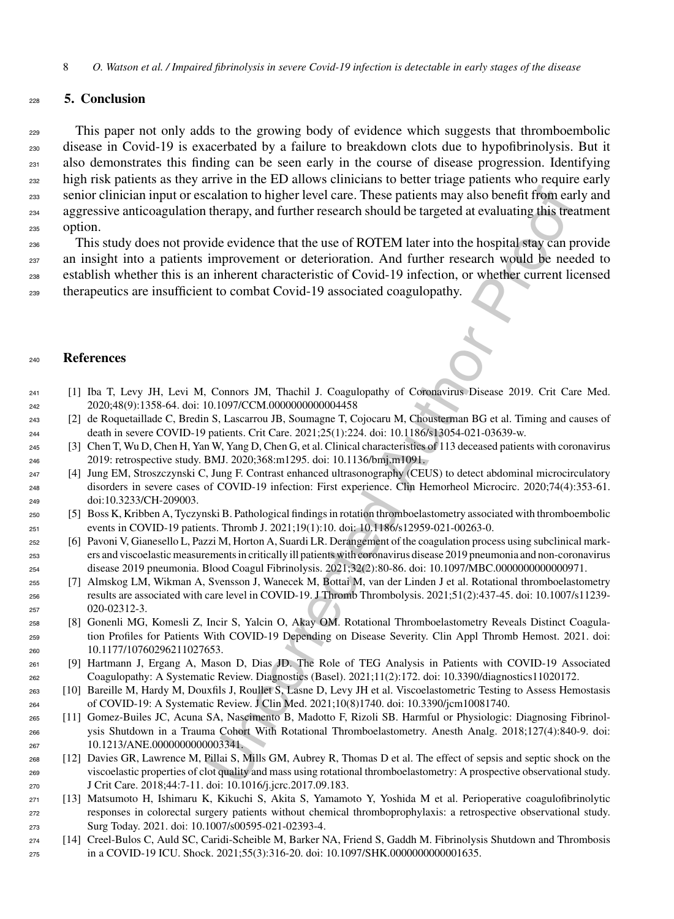## 5. Conclusion

This paper not only adds to the growing body of evidence which suggests that thromboembolic disease in Covid-19 is exacerbated by a failure to breakdown clots due to hypofibrinolysis. But it also demonstrates this finding can be seen early in the course of disease progression. Identifying high risk patients as they arrive in the ED allows clinicians to better triage patients who require early senior clinician input or escalation to higher level care. These patients may also benefit from early and aggressive anticoagulation therapy, and further research should be targeted at evaluating this treatment option.

This study does not provide evidence that the use of ROTEM later into the hospital stay can provide an insight into a patients improvement or deterioration. And further research would be needed to establish whether this is an inherent characteristic of Covid-19 infection, or whether current licensed therapeutics are insufficient to combat Covid-19 associated coagulopathy.

## References

[1] Iba T, Levy JH, Levi M, Connors JM, Thachil J. Coagulopathy of Coronavirus Disease 2019. Crit Care Med. 2020;48(9):1358-64. doi: 10.1097/CCM.0000000000004458

[2] de Roquetaillade C, Bredin S, Lascarrou JB, Soumagne T, Cojocaru M, Chousterman BG et al. Timing and causes of death in severe COVID-19 patients. Crit Care. 2021;25(1):224. doi: 10.1186/s13054-021-03639-w.

[3] Chen T, Wu D, Chen H, Yan W, Yang D, Chen G, et al. Clinical characteristics of 113 deceased patients with coronavirus 2019: retrospective study. BMJ. 2020;368:m1295. doi: 10.1136/bmj.m1091.

[4] Jung EM, Stroszczynski C, Jung F. Contrast enhanced ultrasonography (CEUS) to detect abdominal microcirculatory disorders in severe cases of COVID-19 infection: First experience. Clin Hemorheol Microcirc. 2020;74(4):353-61. doi:10.3233/CH-209003.

[5] Boss K, Kribben A, Tyczynski B. Pathological findings in rotation thromboelastometry associated with thromboembolic events in COVID-19 patients. Thromb J. 2021;19(1):10. doi: 10.1186/s12959-021-00263-0.

[6] Pavoni V, Gianesello L, Pazzi M, Horton A, Suardi LR. Derangement of the coagulation process using subclinical markers and viscoelastic measurements in critically ill patients with coronavirus disease 2019 pneumonia and non-coronavirus disease 2019 pneumonia. Blood Coagul Fibrinolysis. 2021;32(2):80-86. doi: 10.1097/MBC.0000000000000971.

[7] Almskog LM, Wikman A, Svensson J, Wanecek M, Bottai M, van der Linden J et al. Rotational thromboelastometry results are associated with care level in COVID-19. J Thromb Thrombolysis. 2021;51(2):437-45. doi: 10.1007/s11239-020-02312-3.

[8] Gonenli MG, Komesli Z, Incir S, Yalcin O, Akay OM. Rotational Thromboelastometry Reveals Distinct Coagulation Profiles for Patients With COVID-19 Depending on Disease Severity. Clin Appl Thromb Hemost. 2021. doi: 10.1177/10760296211027653.

[9] Hartmann J, Ergang A, Mason D, Dias JD. The Role of TEG Analysis in Patients with COVID-19 Associated Coagulopathy: A Systematic Review. Diagnostics (Basel). 2021;11(2):172. doi: 10.3390/diagnostics11020172.

[10] Bareille M, Hardy M, Douxfils J, Roullet S, Lasne D, Levy JH et al. Viscoelastometric Testing to Assess Hemostasis of COVID-19: A Systematic Review. J Clin Med. 2021;10(8)1740. doi: 10.3390/jcm10081740.

[11] Gomez-Builes JC, Acuna SA, Nascimento B, Madotto F, Rizoli SB. Harmful or Physiologic: Diagnosing Fibrinolysis Shutdown in a Trauma Cohort With Rotational Thromboelastometry. Anesth Analg. 2018;127(4):840-9. doi: 10.1213/ANE.0000000000003341.

[12] Davies GR, Lawrence M, Pillai S, Mills GM, Aubrey R, Thomas D et al. The effect of sepsis and septic shock on the viscoelastic properties of clot quality and mass using rotational thromboelastometry: A prospective observational study. J Crit Care. 2018;44:7-11. doi: 10.1016/j.jcrc.2017.09.183.

[13] Matsumoto H, Ishimaru K, Kikuchi S, Akita S, Yamamoto Y, Yoshida M et al. Perioperative coagulofibrinolytic responses in colorectal surgery patients without chemical thromboprophylaxis: a retrospective observational study. Surg Today. 2021. doi: 10.1007/s00595-021-02393-4.

[14] Creel-Bulos C, Auld SC, Caridi-Scheible M, Barker NA, Friend S, Gaddh M. Fibrinolysis Shutdown and Thrombosis in a COVID-19 ICU. Shock. 2021;55(3):316-20. doi: 10.1097/SHK.0000000000001635.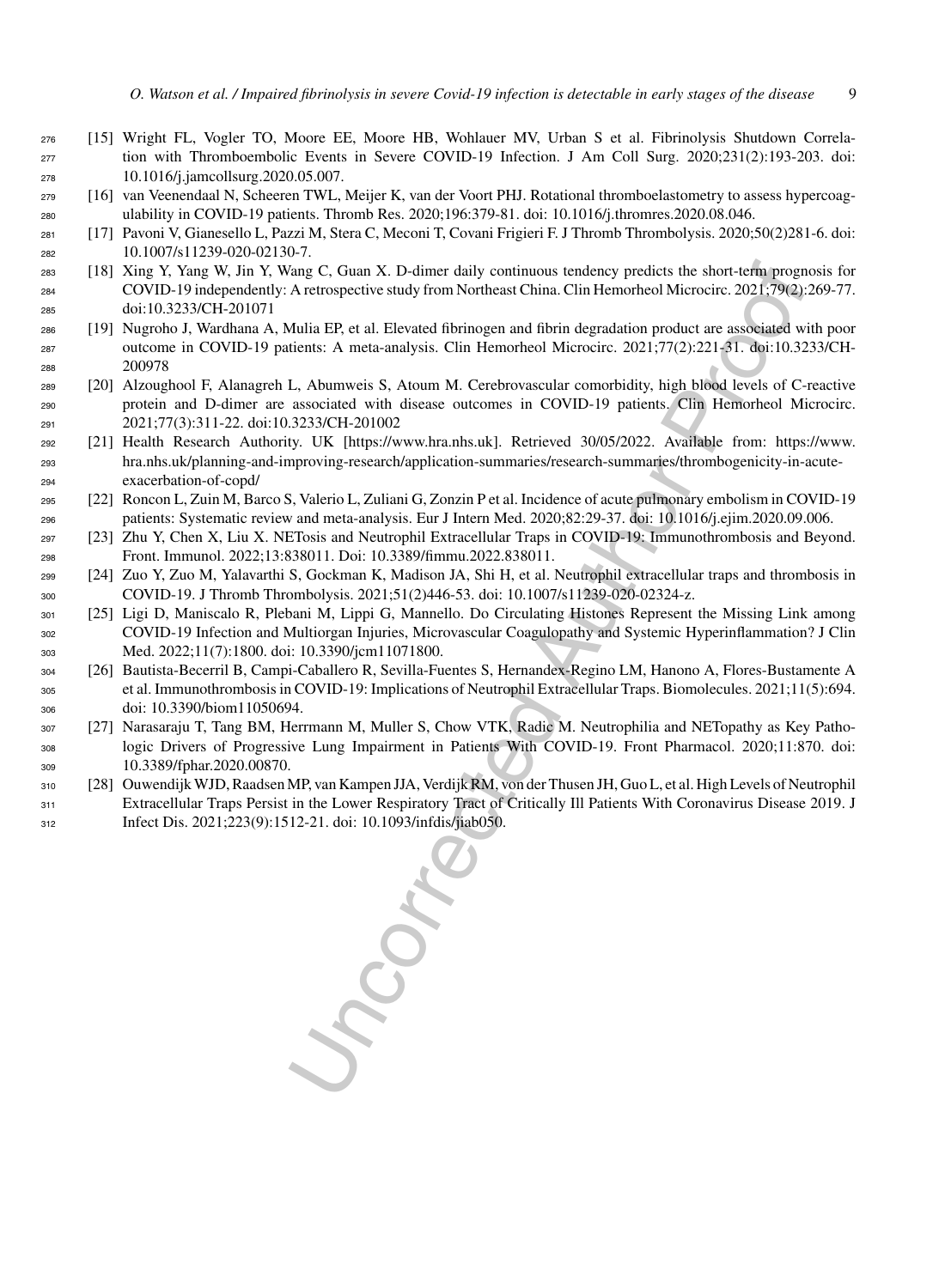[15] Wright FL, Vogler TO, Moore EE, Moore HB, Wohlauer MV, Urban S et al. Fibrinolysis Shutdown Correlation with Thromboembolic Events in Severe COVID-19 Infection. J Am Coll Surg. 2020;231(2):193-203. doi: 10.1016/j.jamcollsurg.2020.05.007.

[16] van Veenendaal N, Scheeren TWL, Meijer K, van der Voort PHJ. Rotational thromboelastometry to assess hypercoagulability in COVID-19 patients. Thromb Res. 2020;196:379-81. doi: 10.1016/j.thromres.2020.08.046.

[17] Pavoni V, Gianesello L, Pazzi M, Stera C, Meconi T, Covani Frigieri F. J Thromb Thrombolysis. 2020;50(2)281-6. doi: 10.1007/s11239-020-02130-7.

[18] Xing Y, Yang W, Jin Y, Wang C, Guan X. D-dimer daily continuous tendency predicts the short-term prognosis for COVID-19 independently: A retrospective study from Northeast China. Clin Hemorheol Microcirc. 2021;79(2):269-77. doi:10.3233/CH-201071

[19] Nugroho J, Wardhana A, Mulia EP, et al. Elevated fibrinogen and fibrin degradation product are associated with poor outcome in COVID-19 patients: A meta-analysis. Clin Hemorheol Microcirc. 2021;77(2):221-31. doi:10.3233/CH-200978

[20] Alzoughool F, Alanagreh L, Abumweis S, Atoum M. Cerebrovascular comorbidity, high blood levels of C-reactive protein and D-dimer are associated with disease outcomes in COVID-19 patients. Clin Hemorheol Microcirc. 2021;77(3):311-22. doi:10.3233/CH-201002

[21] Health Research Authority. UK [https://www.hra.nhs.uk]. Retrieved 30/05/2022. Available from: https://www.hra.nhs.uk/planning-and-improving-research/application-summaries/research-summaries/thrombogenicity-in-acute-exacerbation-of-copd/

[22] Roncon L, Zuin M, Barco S, Valerio L, Zuliani G, Zonzin P et al. Incidence of acute pulmonary embolism in COVID-19 patients: Systematic review and meta-analysis. Eur J Intern Med. 2020;82:29-37. doi: 10.1016/j.ejim.2020.09.006.

[23] Zhu Y, Chen X, Liu X. NETosis and Neutrophil Extracellular Traps in COVID-19: Immunothrombosis and Beyond. Front. Immunol. 2022;13:838011. Doi: 10.3389/fimmu.2022.838011.

[24] Zuo Y, Zuo M, Yalavarthi S, Gockman K, Madison JA, Shi H, et al. Neutrophil extracellular traps and thrombosis in COVID-19. J Thromb Thrombolysis. 2021;51(2)446-53. doi: 10.1007/s11239-020-02324-z.

[25] Ligi D, Maniscalo R, Plebani M, Lippi G, Mannello. Do Circulating Histones Represent the Missing Link among COVID-19 Infection and Multiorgan Injuries, Microvascular Coagulopathy and Systemic Hyperinflammation? J Clin Med. 2022;11(7):1800. doi: 10.3390/jcm11071800.

[26] Bautista-Becerril B, Campi-Caballero R, Sevilla-Fuentes S, Hernandex-Regino LM, Hanono A, Flores-Bustamente A et al. Immunothrombosis in COVID-19: Implications of Neutrophil Extracellular Traps. Biomolecules. 2021;11(5):694. doi: 10.3390/biom11050694.

[27] Narasaraju T, Tang BM, Herrmann M, Muller S, Chow VTK, Radic M. Neutrophilia and NETopathy as Key Pathologic Drivers of Progressive Lung Impairment in Patients With COVID-19. Front Pharmacol. 2020;11:870. doi: 10.3389/fphar.2020.00870.

[28] Ouwendijk WJD, Raadsen MP, van Kampen JJA, Verdijk RM, von der Thusen JH, Guo L, et al. High Levels of Neutrophil Extracellular Traps Persist in the Lower Respiratory Tract of Critically Ill Patients With Coronavirus Disease 2019. J Infect Dis. 2021;223(9):1512-21. doi: 10.1093/infdis/jiab050.